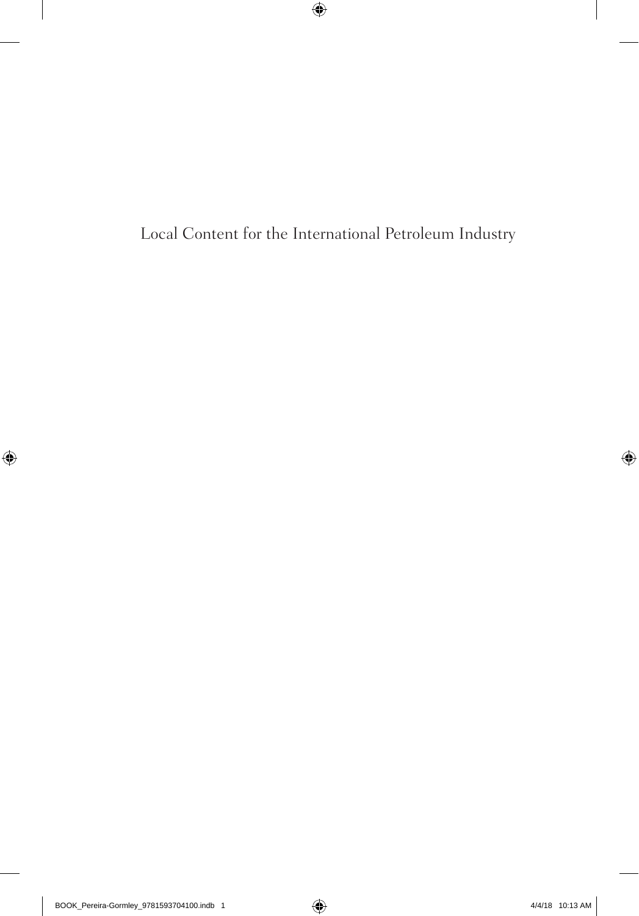# Local Content for the International Petroleum Industry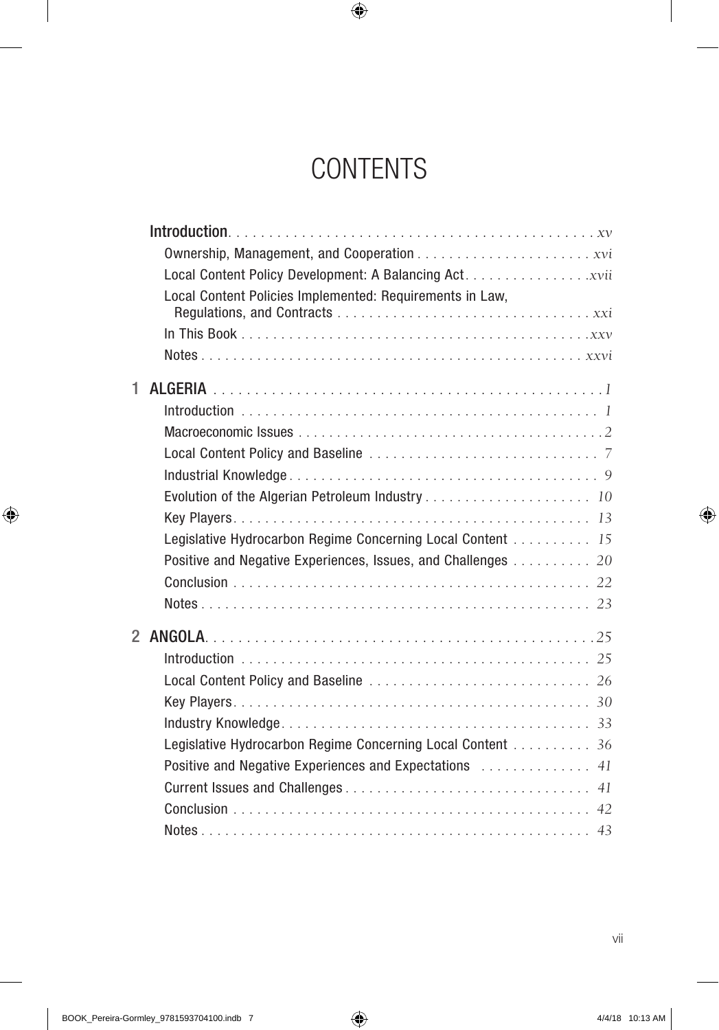# CONTENTS

**Introduction** . . . *xv*

- Ownership, Management, and Cooperation . . . *xvi*
- Local Content Policy Development: A Balancing Act . . . *xvii*
- Local Content Policies Implemented: Requirements in Law, Regulations, and Contracts . . . *xxi*
- In This Book . . . *xxv*
- Notes . . . *xxvi*

**1 ALGERIA** . . . *1*

- Introduction . . . *1*
- Macroeconomic Issues . . . *2*
- Local Content Policy and Baseline . . . *7*
- Industrial Knowledge . . . *9*
- Evolution of the Algerian Petroleum Industry . . . *10*
- Key Players . . . *13*
- Legislative Hydrocarbon Regime Concerning Local Content . . . *15*
- Positive and Negative Experiences, Issues, and Challenges . . . *20*
- Conclusion . . . *22*
- Notes . . . *23*

**2 ANGOLA** . . . *25*

- Introduction . . . *25*
- Local Content Policy and Baseline . . . *26*
- Key Players . . . *30*
- Industry Knowledge . . . *33*
- Legislative Hydrocarbon Regime Concerning Local Content . . . *36*
- Positive and Negative Experiences and Expectations . . . *41*
- Current Issues and Challenges . . . *41*
- Conclusion . . . *42*
- Notes . . . *43*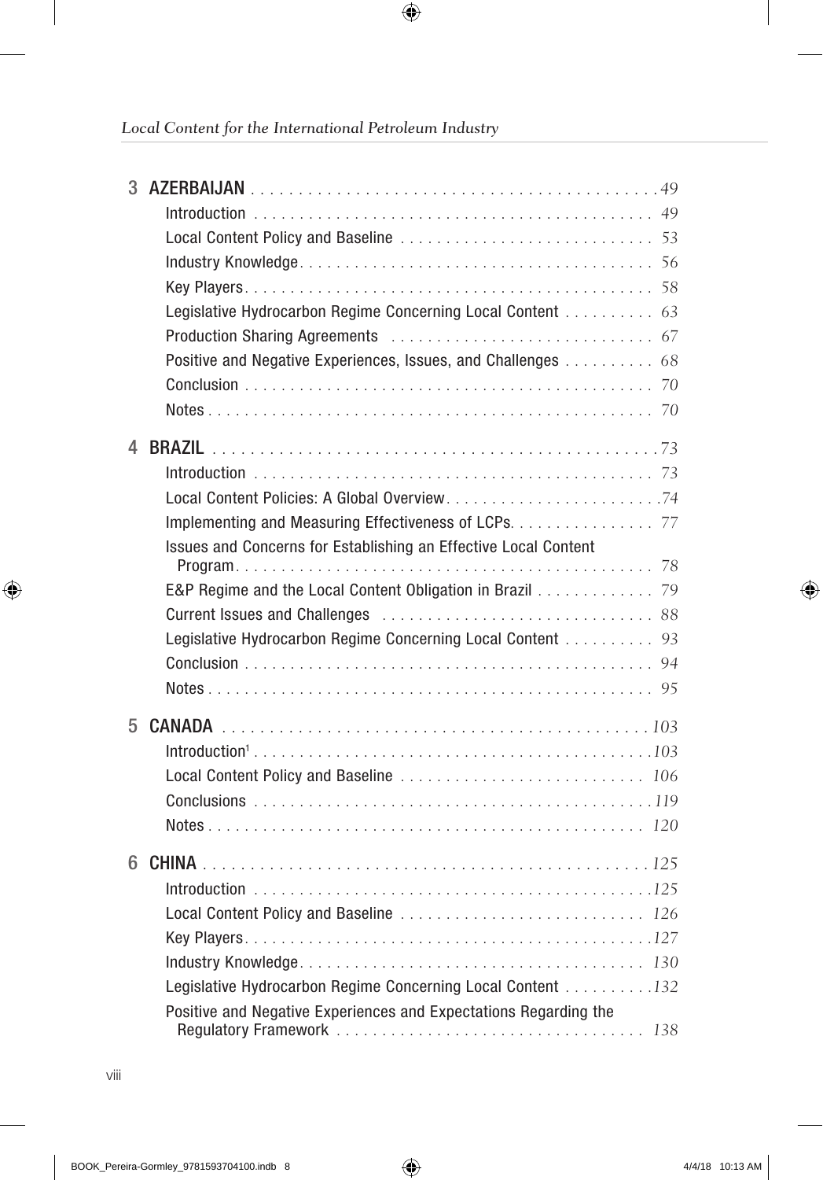| | | |
|---|---|---|
| **3** | **AZERBAIJAN** | 49 |
| | Introduction | 49 |
| | Local Content Policy and Baseline | 53 |
| | Industry Knowledge | 56 |
| | Key Players | 58 |
| | Legislative Hydrocarbon Regime Concerning Local Content | 63 |
| | Production Sharing Agreements | 67 |
| | Positive and Negative Experiences, Issues, and Challenges | 68 |
| | Conclusion | 70 |
| | Notes | 70 |
| **4** | **BRAZIL** | 73 |
| | Introduction | 73 |
| | Local Content Policies: A Global Overview | 74 |
| | Implementing and Measuring Effectiveness of LCPs. | 77 |
| | Issues and Concerns for Establishing an Effective Local Content Program | 78 |
| | E&P Regime and the Local Content Obligation in Brazil | 79 |
| | Current Issues and Challenges | 88 |
| | Legislative Hydrocarbon Regime Concerning Local Content | 93 |
| | Conclusion | 94 |
| | Notes | 95 |
| **5** | **CANADA** | 103 |
| | Introduction[1] | 103 |
| | Local Content Policy and Baseline | 106 |
| | Conclusions | 119 |
| | Notes | 120 |
| **6** | **CHINA** | 125 |
| | Introduction | 125 |
| | Local Content Policy and Baseline | 126 |
| | Key Players | 127 |
| | Industry Knowledge | 130 |
| | Legislative Hydrocarbon Regime Concerning Local Content | 132 |
| | Positive and Negative Experiences and Expectations Regarding the Regulatory Framework | 138 |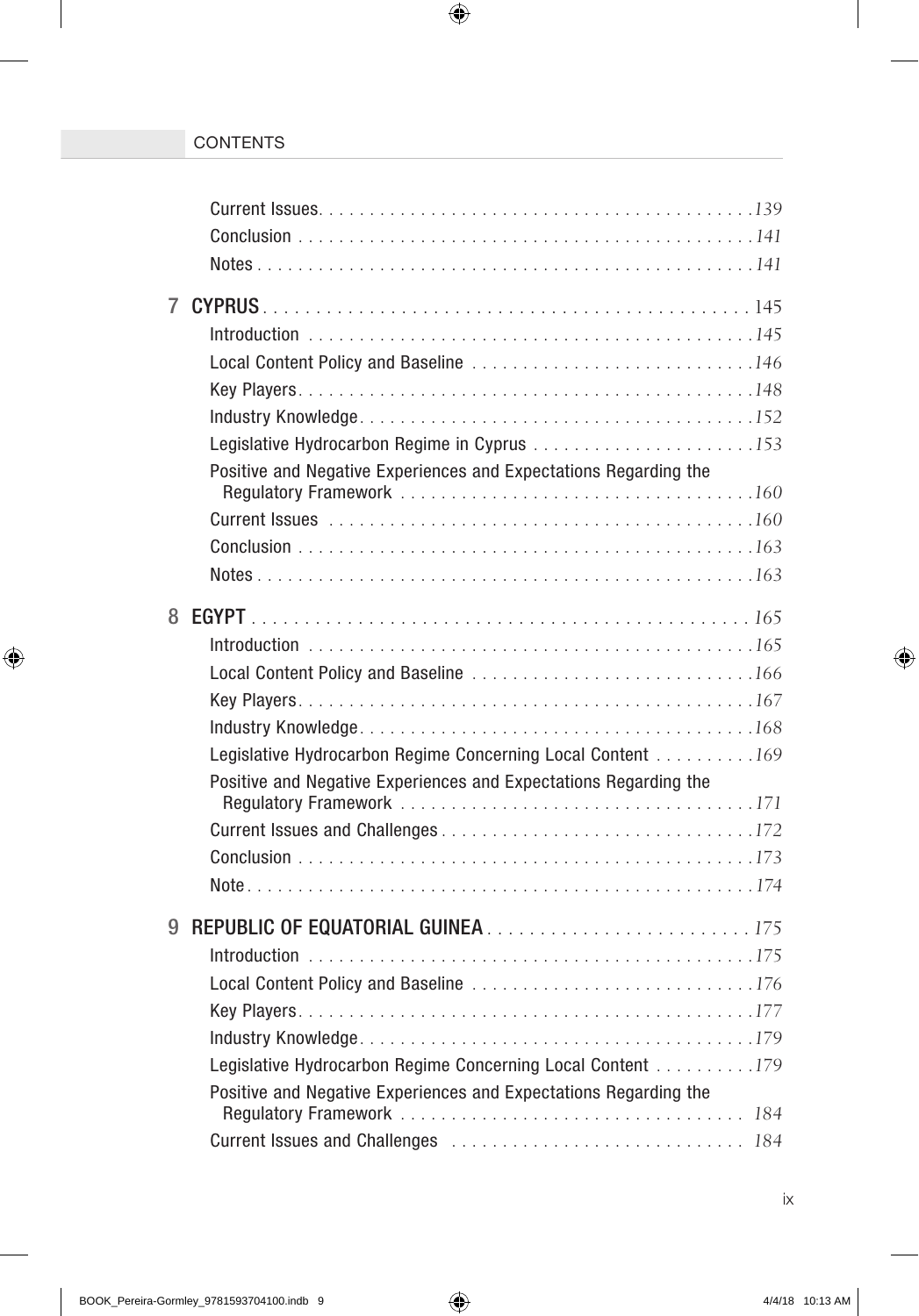Current Issues. . . . . . . . . . . . . . . . . . . . . . . . . . . . . . . . . . . . . . . . . . 139
Conclusion . . . . . . . . . . . . . . . . . . . . . . . . . . . . . . . . . . . . . . . . . . . . 141
Notes . . . . . . . . . . . . . . . . . . . . . . . . . . . . . . . . . . . . . . . . . . . . . . . . 141

**7 CYPRUS** . . . . . . . . . . . . . . . . . . . . . . . . . . . . . . . . . . . . . . . . . . . . . 145

Introduction . . . . . . . . . . . . . . . . . . . . . . . . . . . . . . . . . . . . . . . . . . . 145
Local Content Policy and Baseline . . . . . . . . . . . . . . . . . . . . . . . . . . . 146
Key Players. . . . . . . . . . . . . . . . . . . . . . . . . . . . . . . . . . . . . . . . . . . . 148
Industry Knowledge. . . . . . . . . . . . . . . . . . . . . . . . . . . . . . . . . . . . . . 152
Legislative Hydrocarbon Regime in Cyprus . . . . . . . . . . . . . . . . . . . . . 153
Positive and Negative Experiences and Expectations Regarding the Regulatory Framework . . . . . . . . . . . . . . . . . . . . . . . . . . . . . . . . . . 160
Current Issues . . . . . . . . . . . . . . . . . . . . . . . . . . . . . . . . . . . . . . . . . 160
Conclusion . . . . . . . . . . . . . . . . . . . . . . . . . . . . . . . . . . . . . . . . . . . . 163
Notes . . . . . . . . . . . . . . . . . . . . . . . . . . . . . . . . . . . . . . . . . . . . . . . . 163

**8 EGYPT** . . . . . . . . . . . . . . . . . . . . . . . . . . . . . . . . . . . . . . . . . . . . . . 165

Introduction . . . . . . . . . . . . . . . . . . . . . . . . . . . . . . . . . . . . . . . . . . . 165
Local Content Policy and Baseline . . . . . . . . . . . . . . . . . . . . . . . . . . . 166
Key Players. . . . . . . . . . . . . . . . . . . . . . . . . . . . . . . . . . . . . . . . . . . . 167
Industry Knowledge. . . . . . . . . . . . . . . . . . . . . . . . . . . . . . . . . . . . . . 168
Legislative Hydrocarbon Regime Concerning Local Content . . . . . . . . . 169
Positive and Negative Experiences and Expectations Regarding the Regulatory Framework . . . . . . . . . . . . . . . . . . . . . . . . . . . . . . . . . . 171
Current Issues and Challenges . . . . . . . . . . . . . . . . . . . . . . . . . . . . . . 172
Conclusion . . . . . . . . . . . . . . . . . . . . . . . . . . . . . . . . . . . . . . . . . . . . 173
Note. . . . . . . . . . . . . . . . . . . . . . . . . . . . . . . . . . . . . . . . . . . . . . . . . 174

**9 REPUBLIC OF EQUATORIAL GUINEA** . . . . . . . . . . . . . . . . . . . . . . . . . 175

Introduction . . . . . . . . . . . . . . . . . . . . . . . . . . . . . . . . . . . . . . . . . . . 175
Local Content Policy and Baseline . . . . . . . . . . . . . . . . . . . . . . . . . . . 176
Key Players. . . . . . . . . . . . . . . . . . . . . . . . . . . . . . . . . . . . . . . . . . . . 177
Industry Knowledge. . . . . . . . . . . . . . . . . . . . . . . . . . . . . . . . . . . . . . 179
Legislative Hydrocarbon Regime Concerning Local Content . . . . . . . . . 179
Positive and Negative Experiences and Expectations Regarding the Regulatory Framework . . . . . . . . . . . . . . . . . . . . . . . . . . . . . . . . . . 184
Current Issues and Challenges . . . . . . . . . . . . . . . . . . . . . . . . . . . . . 184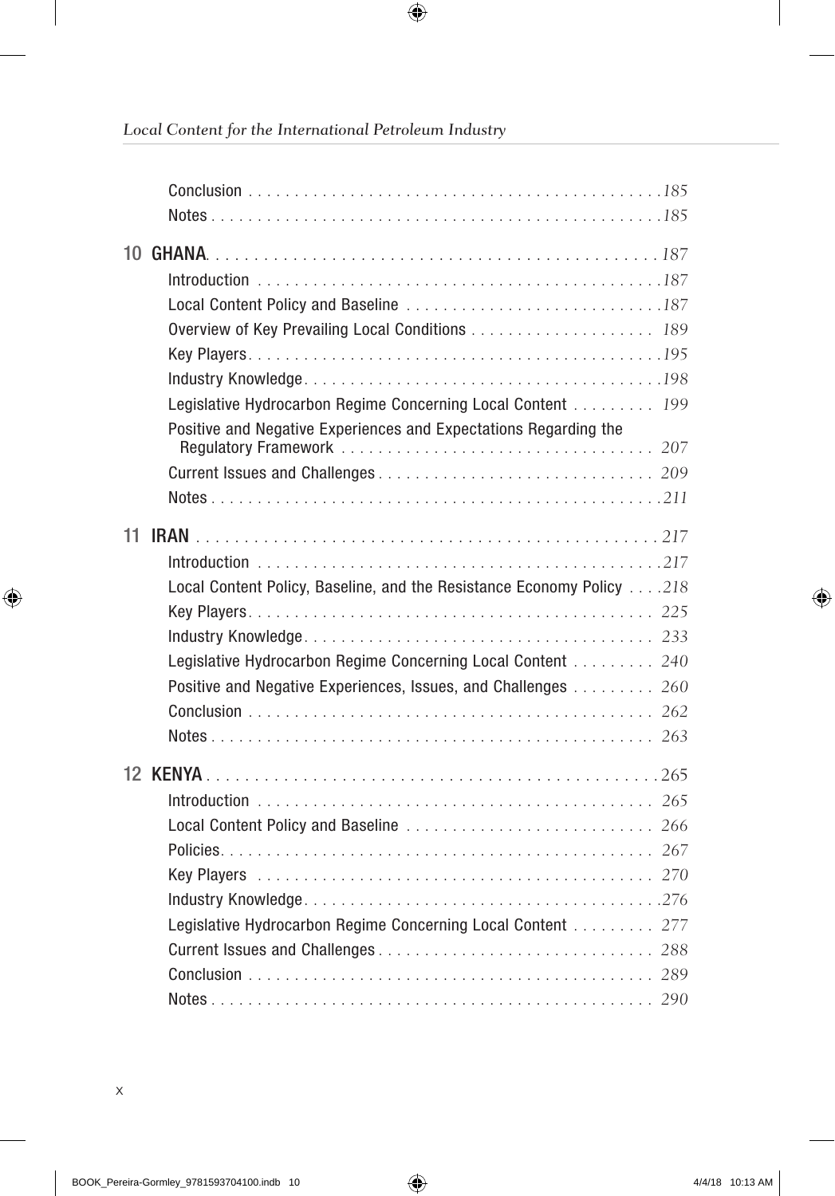Conclusion . . . . . . . . . . . . . . . . . . . . . . . . . . . . . . . . . . . . . . . . . . . . *185*
Notes . . . . . . . . . . . . . . . . . . . . . . . . . . . . . . . . . . . . . . . . . . . . . . . *185*

**10 GHANA** . . . . . . . . . . . . . . . . . . . . . . . . . . . . . . . . . . . . . . . . . . . . . *187*

Introduction . . . . . . . . . . . . . . . . . . . . . . . . . . . . . . . . . . . . . . . . . . . *187*
Local Content Policy and Baseline . . . . . . . . . . . . . . . . . . . . . . . . . . . *187*
Overview of Key Prevailing Local Conditions . . . . . . . . . . . . . . . . . . . . *189*
Key Players . . . . . . . . . . . . . . . . . . . . . . . . . . . . . . . . . . . . . . . . . . . . *195*
Industry Knowledge . . . . . . . . . . . . . . . . . . . . . . . . . . . . . . . . . . . . . *198*
Legislative Hydrocarbon Regime Concerning Local Content . . . . . . . . . *199*
Positive and Negative Experiences and Expectations Regarding the Regulatory Framework . . . . . . . . . . . . . . . . . . . . . . . . . . . . . . . . . . *207*
Current Issues and Challenges . . . . . . . . . . . . . . . . . . . . . . . . . . . . . *209*
Notes . . . . . . . . . . . . . . . . . . . . . . . . . . . . . . . . . . . . . . . . . . . . . . . *211*

**11 IRAN** . . . . . . . . . . . . . . . . . . . . . . . . . . . . . . . . . . . . . . . . . . . . . . *217*

Introduction . . . . . . . . . . . . . . . . . . . . . . . . . . . . . . . . . . . . . . . . . . . *217*
Local Content Policy, Baseline, and the Resistance Economy Policy . . . . *218*
Key Players . . . . . . . . . . . . . . . . . . . . . . . . . . . . . . . . . . . . . . . . . . . . *225*
Industry Knowledge . . . . . . . . . . . . . . . . . . . . . . . . . . . . . . . . . . . . . *233*
Legislative Hydrocarbon Regime Concerning Local Content . . . . . . . . . *240*
Positive and Negative Experiences, Issues, and Challenges . . . . . . . . . *260*
Conclusion . . . . . . . . . . . . . . . . . . . . . . . . . . . . . . . . . . . . . . . . . . . *262*
Notes . . . . . . . . . . . . . . . . . . . . . . . . . . . . . . . . . . . . . . . . . . . . . . . *263*

**12 KENYA** . . . . . . . . . . . . . . . . . . . . . . . . . . . . . . . . . . . . . . . . . . . . . *265*

Introduction . . . . . . . . . . . . . . . . . . . . . . . . . . . . . . . . . . . . . . . . . . . *265*
Local Content Policy and Baseline . . . . . . . . . . . . . . . . . . . . . . . . . . . *266*
Policies . . . . . . . . . . . . . . . . . . . . . . . . . . . . . . . . . . . . . . . . . . . . . . *267*
Key Players . . . . . . . . . . . . . . . . . . . . . . . . . . . . . . . . . . . . . . . . . . . . *270*
Industry Knowledge . . . . . . . . . . . . . . . . . . . . . . . . . . . . . . . . . . . . . *276*
Legislative Hydrocarbon Regime Concerning Local Content . . . . . . . . . *277*
Current Issues and Challenges . . . . . . . . . . . . . . . . . . . . . . . . . . . . . *288*
Conclusion . . . . . . . . . . . . . . . . . . . . . . . . . . . . . . . . . . . . . . . . . . . *289*
Notes . . . . . . . . . . . . . . . . . . . . . . . . . . . . . . . . . . . . . . . . . . . . . . . *290*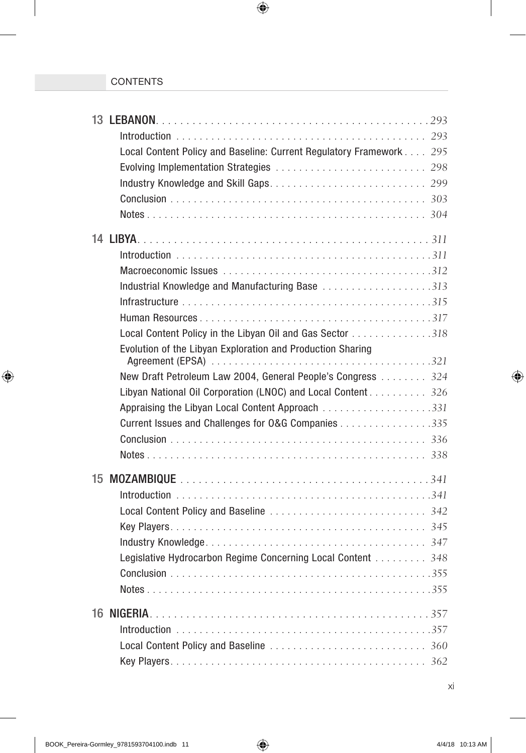| | |
|---|---|
| **13 LEBANON** | 293 |
| Introduction | 293 |
| Local Content Policy and Baseline: Current Regulatory Framework | 295 |
| Evolving Implementation Strategies | 298 |
| Industry Knowledge and Skill Gaps | 299 |
| Conclusion | 303 |
| Notes | 304 |
| **14 LIBYA** | 311 |
| Introduction | 311 |
| Macroeconomic Issues | 312 |
| Industrial Knowledge and Manufacturing Base | 313 |
| Infrastructure | 315 |
| Human Resources | 317 |
| Local Content Policy in the Libyan Oil and Gas Sector | 318 |
| Evolution of the Libyan Exploration and Production Sharing Agreement (EPSA) | 321 |
| New Draft Petroleum Law 2004, General People's Congress | 324 |
| Libyan National Oil Corporation (LNOC) and Local Content | 326 |
| Appraising the Libyan Local Content Approach | 331 |
| Current Issues and Challenges for O&G Companies | 335 |
| Conclusion | 336 |
| Notes | 338 |
| **15 MOZAMBIQUE** | 341 |
| Introduction | 341 |
| Local Content Policy and Baseline | 342 |
| Key Players | 345 |
| Industry Knowledge | 347 |
| Legislative Hydrocarbon Regime Concerning Local Content | 348 |
| Conclusion | 355 |
| Notes | 355 |
| **16 NIGERIA** | 357 |
| Introduction | 357 |
| Local Content Policy and Baseline | 360 |
| Key Players | 362 |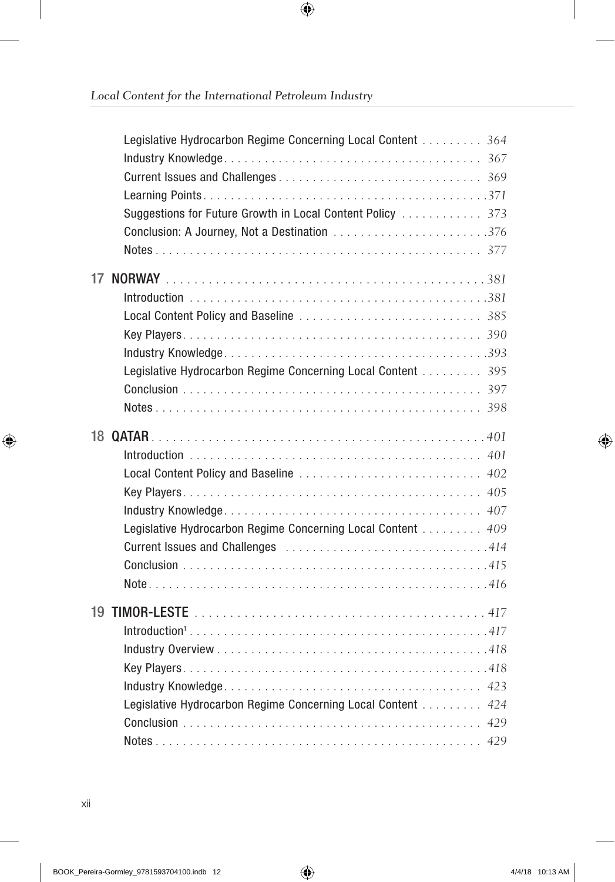- Legislative Hydrocarbon Regime Concerning Local Content . . . . . . . . . 364
- Industry Knowledge . . . . . . . . . . . . . . . . . . . . . . . . . . . . . . . . . . . . . 367
- Current Issues and Challenges . . . . . . . . . . . . . . . . . . . . . . . . . . . . . . 369
- Learning Points . . . . . . . . . . . . . . . . . . . . . . . . . . . . . . . . . . . . . . . . . 371
- Suggestions for Future Growth in Local Content Policy . . . . . . . . . . . . 373
- Conclusion: A Journey, Not a Destination . . . . . . . . . . . . . . . . . . . . . . 376
- Notes . . . . . . . . . . . . . . . . . . . . . . . . . . . . . . . . . . . . . . . . . . . . . . . 377

**17 NORWAY** . . . . . . . . . . . . . . . . . . . . . . . . . . . . . . . . . . . . . . . . . . . . 381

- Introduction . . . . . . . . . . . . . . . . . . . . . . . . . . . . . . . . . . . . . . . . . . . 381
- Local Content Policy and Baseline . . . . . . . . . . . . . . . . . . . . . . . . . . . 385
- Key Players . . . . . . . . . . . . . . . . . . . . . . . . . . . . . . . . . . . . . . . . . . . 390
- Industry Knowledge . . . . . . . . . . . . . . . . . . . . . . . . . . . . . . . . . . . . . 393
- Legislative Hydrocarbon Regime Concerning Local Content . . . . . . . . . 395
- Conclusion . . . . . . . . . . . . . . . . . . . . . . . . . . . . . . . . . . . . . . . . . . . 397
- Notes . . . . . . . . . . . . . . . . . . . . . . . . . . . . . . . . . . . . . . . . . . . . . . . 398

**18 QATAR** . . . . . . . . . . . . . . . . . . . . . . . . . . . . . . . . . . . . . . . . . . . . . 401

- Introduction . . . . . . . . . . . . . . . . . . . . . . . . . . . . . . . . . . . . . . . . . . . 401
- Local Content Policy and Baseline . . . . . . . . . . . . . . . . . . . . . . . . . . . 402
- Key Players . . . . . . . . . . . . . . . . . . . . . . . . . . . . . . . . . . . . . . . . . . . 405
- Industry Knowledge . . . . . . . . . . . . . . . . . . . . . . . . . . . . . . . . . . . . . 407
- Legislative Hydrocarbon Regime Concerning Local Content . . . . . . . . . 409
- Current Issues and Challenges . . . . . . . . . . . . . . . . . . . . . . . . . . . . . . 414
- Conclusion . . . . . . . . . . . . . . . . . . . . . . . . . . . . . . . . . . . . . . . . . . . 415
- Note . . . . . . . . . . . . . . . . . . . . . . . . . . . . . . . . . . . . . . . . . . . . . . . . 416

**19 TIMOR-LESTE** . . . . . . . . . . . . . . . . . . . . . . . . . . . . . . . . . . . . . . . . 417

- Introduction[1] . . . . . . . . . . . . . . . . . . . . . . . . . . . . . . . . . . . . . . . . . 417
- Industry Overview . . . . . . . . . . . . . . . . . . . . . . . . . . . . . . . . . . . . . . 418
- Key Players . . . . . . . . . . . . . . . . . . . . . . . . . . . . . . . . . . . . . . . . . . . 418
- Industry Knowledge . . . . . . . . . . . . . . . . . . . . . . . . . . . . . . . . . . . . . 423
- Legislative Hydrocarbon Regime Concerning Local Content . . . . . . . . . 424
- Conclusion . . . . . . . . . . . . . . . . . . . . . . . . . . . . . . . . . . . . . . . . . . . 429
- Notes . . . . . . . . . . . . . . . . . . . . . . . . . . . . . . . . . . . . . . . . . . . . . . . 429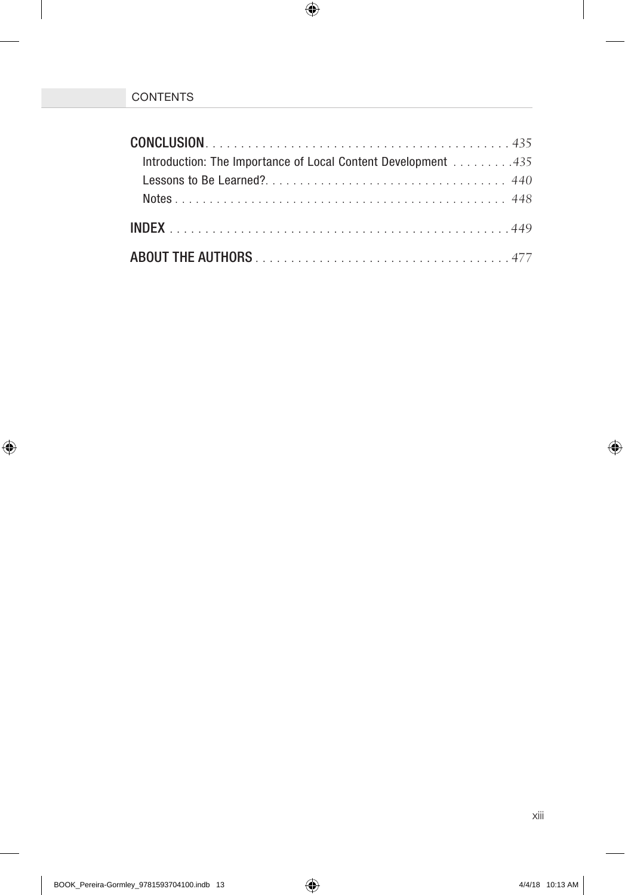**CONCLUSION** . . . . . . . . . . . . . . . . . . . . . . . . . . . . . . . . . . . . . . . . . . . *435*

Introduction: The Importance of Local Content Development . . . . . . . . .*435*

Lessons to Be Learned?. . . . . . . . . . . . . . . . . . . . . . . . . . . . . . . . . . *440*

Notes . . . . . . . . . . . . . . . . . . . . . . . . . . . . . . . . . . . . . . . . . . . . . . . *448*

**INDEX** . . . . . . . . . . . . . . . . . . . . . . . . . . . . . . . . . . . . . . . . . . . . . . . *449*

**ABOUT THE AUTHORS** . . . . . . . . . . . . . . . . . . . . . . . . . . . . . . . . . . . *477*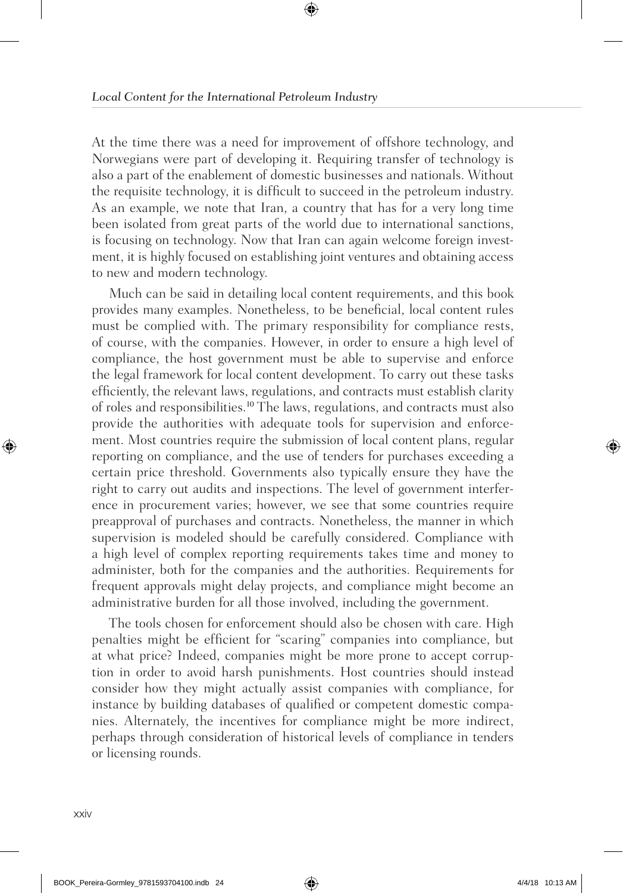At the time there was a need for improvement of offshore technology, and Norwegians were part of developing it. Requiring transfer of technology is also a part of the enablement of domestic businesses and nationals. Without the requisite technology, it is difficult to succeed in the petroleum industry. As an example, we note that Iran, a country that has for a very long time been isolated from great parts of the world due to international sanctions, is focusing on technology. Now that Iran can again welcome foreign investment, it is highly focused on establishing joint ventures and obtaining access to new and modern technology.

Much can be said in detailing local content requirements, and this book provides many examples. Nonetheless, to be beneficial, local content rules must be complied with. The primary responsibility for compliance rests, of course, with the companies. However, in order to ensure a high level of compliance, the host government must be able to supervise and enforce the legal framework for local content development. To carry out these tasks efficiently, the relevant laws, regulations, and contracts must establish clarity of roles and responsibilities.[10] The laws, regulations, and contracts must also provide the authorities with adequate tools for supervision and enforcement. Most countries require the submission of local content plans, regular reporting on compliance, and the use of tenders for purchases exceeding a certain price threshold. Governments also typically ensure they have the right to carry out audits and inspections. The level of government interference in procurement varies; however, we see that some countries require preapproval of purchases and contracts. Nonetheless, the manner in which supervision is modeled should be carefully considered. Compliance with a high level of complex reporting requirements takes time and money to administer, both for the companies and the authorities. Requirements for frequent approvals might delay projects, and compliance might become an administrative burden for all those involved, including the government.

The tools chosen for enforcement should also be chosen with care. High penalties might be efficient for "scaring" companies into compliance, but at what price? Indeed, companies might be more prone to accept corruption in order to avoid harsh punishments. Host countries should instead consider how they might actually assist companies with compliance, for instance by building databases of qualified or competent domestic companies. Alternately, the incentives for compliance might be more indirect, perhaps through consideration of historical levels of compliance in tenders or licensing rounds.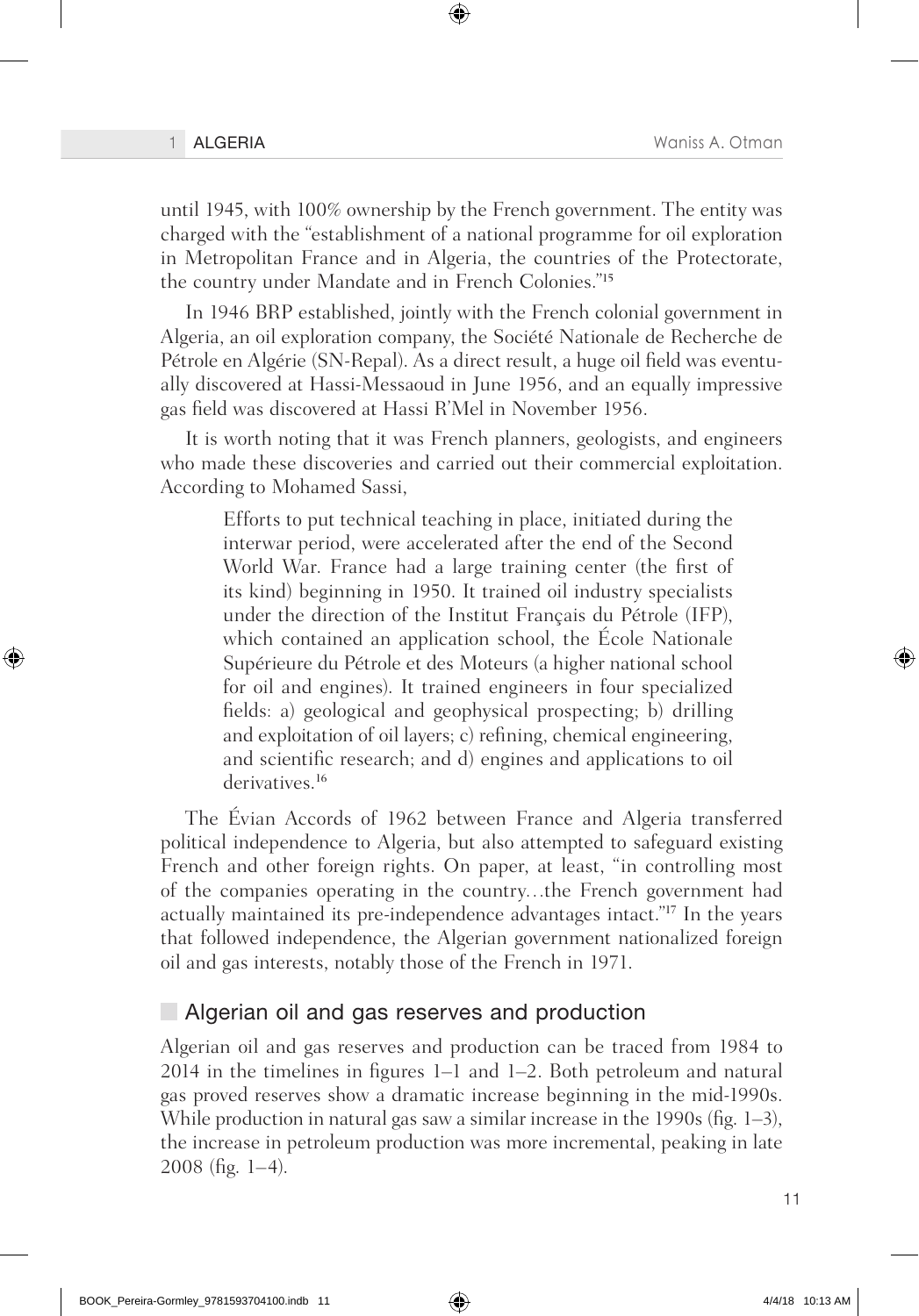until 1945, with 100% ownership by the French government. The entity was charged with the "establishment of a national programme for oil exploration in Metropolitan France and in Algeria, the countries of the Protectorate, the country under Mandate and in French Colonies."[15]

In 1946 BRP established, jointly with the French colonial government in Algeria, an oil exploration company, the Société Nationale de Recherche de Pétrole en Algérie (SN-Repal). As a direct result, a huge oil field was eventually discovered at Hassi-Messaoud in June 1956, and an equally impressive gas field was discovered at Hassi R'Mel in November 1956.

It is worth noting that it was French planners, geologists, and engineers who made these discoveries and carried out their commercial exploitation. According to Mohamed Sassi,

> Efforts to put technical teaching in place, initiated during the interwar period, were accelerated after the end of the Second World War. France had a large training center (the first of its kind) beginning in 1950. It trained oil industry specialists under the direction of the Institut Français du Pétrole (IFP), which contained an application school, the École Nationale Supérieure du Pétrole et des Moteurs (a higher national school for oil and engines). It trained engineers in four specialized fields: a) geological and geophysical prospecting; b) drilling and exploitation of oil layers; c) refining, chemical engineering, and scientific research; and d) engines and applications to oil derivatives.[16]

The Évian Accords of 1962 between France and Algeria transferred political independence to Algeria, but also attempted to safeguard existing French and other foreign rights. On paper, at least, "in controlling most of the companies operating in the country…the French government had actually maintained its pre-independence advantages intact."[17] In the years that followed independence, the Algerian government nationalized foreign oil and gas interests, notably those of the French in 1971.

## Algerian oil and gas reserves and production

Algerian oil and gas reserves and production can be traced from 1984 to 2014 in the timelines in figures 1–1 and 1–2. Both petroleum and natural gas proved reserves show a dramatic increase beginning in the mid-1990s. While production in natural gas saw a similar increase in the 1990s (fig. 1–3), the increase in petroleum production was more incremental, peaking in late 2008 (fig. 1–4).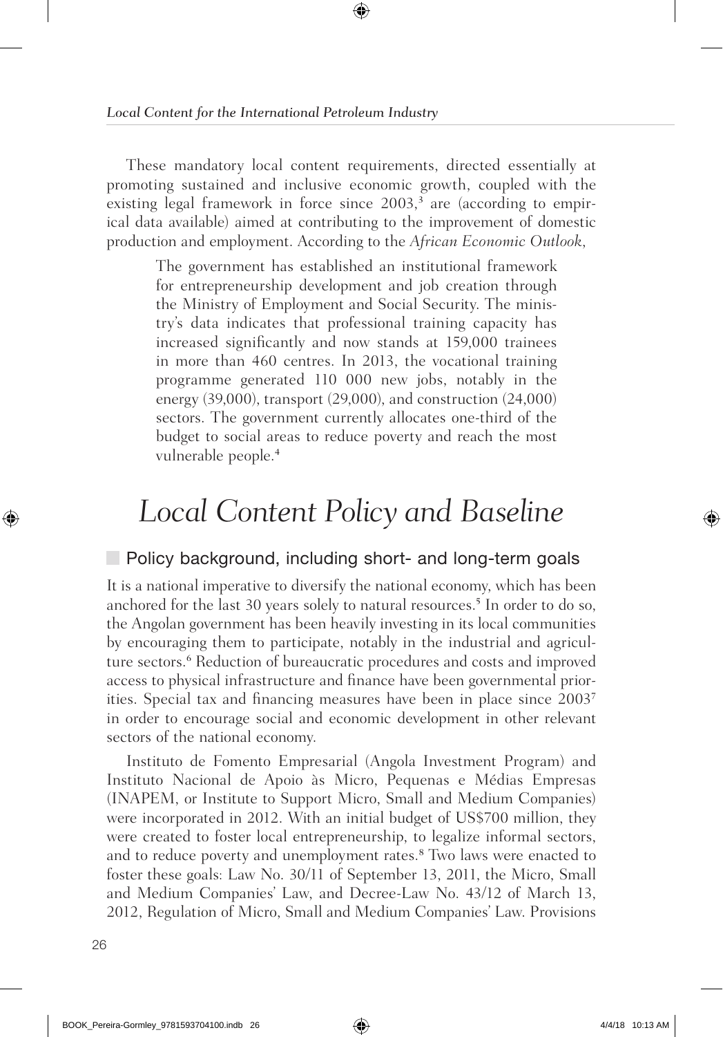These mandatory local content requirements, directed essentially at promoting sustained and inclusive economic growth, coupled with the existing legal framework in force since 2003,[3] are (according to empirical data available) aimed at contributing to the improvement of domestic production and employment. According to the *African Economic Outlook*,

> The government has established an institutional framework for entrepreneurship development and job creation through the Ministry of Employment and Social Security. The ministry's data indicates that professional training capacity has increased significantly and now stands at 159,000 trainees in more than 460 centres. In 2013, the vocational training programme generated 110 000 new jobs, notably in the energy (39,000), transport (29,000), and construction (24,000) sectors. The government currently allocates one-third of the budget to social areas to reduce poverty and reach the most vulnerable people.[4]

# *Local Content Policy and Baseline*

## Policy background, including short- and long-term goals

It is a national imperative to diversify the national economy, which has been anchored for the last 30 years solely to natural resources.[5] In order to do so, the Angolan government has been heavily investing in its local communities by encouraging them to participate, notably in the industrial and agriculture sectors.[6] Reduction of bureaucratic procedures and costs and improved access to physical infrastructure and finance have been governmental priorities. Special tax and financing measures have been in place since 2003[7] in order to encourage social and economic development in other relevant sectors of the national economy.

Instituto de Fomento Empresarial (Angola Investment Program) and Instituto Nacional de Apoio às Micro, Pequenas e Médias Empresas (INAPEM, or Institute to Support Micro, Small and Medium Companies) were incorporated in 2012. With an initial budget of US$700 million, they were created to foster local entrepreneurship, to legalize informal sectors, and to reduce poverty and unemployment rates.[8] Two laws were enacted to foster these goals: Law No. 30/11 of September 13, 2011, the Micro, Small and Medium Companies' Law, and Decree-Law No. 43/12 of March 13, 2012, Regulation of Micro, Small and Medium Companies' Law. Provisions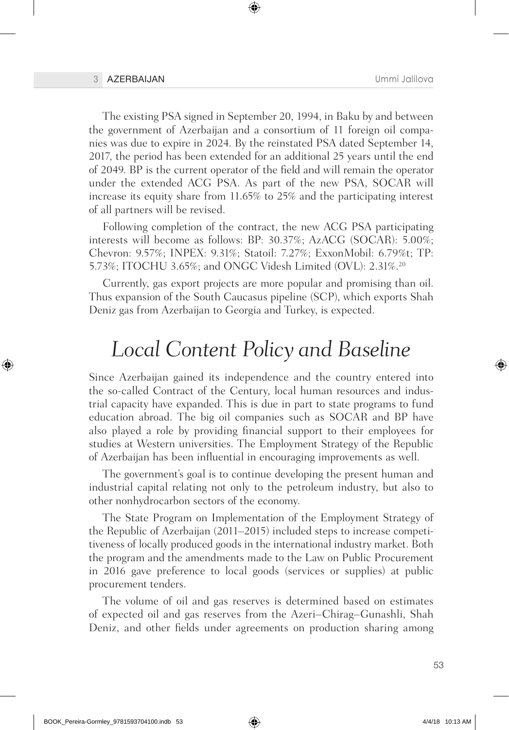The existing PSA signed in September 20, 1994, in Baku by and between the government of Azerbaijan and a consortium of 11 foreign oil companies was due to expire in 2024. By the reinstated PSA dated September 14, 2017, the period has been extended for an additional 25 years until the end of 2049. BP is the current operator of the field and will remain the operator under the extended ACG PSA. As part of the new PSA, SOCAR will increase its equity share from 11.65% to 25% and the participating interest of all partners will be revised.

Following completion of the contract, the new ACG PSA participating interests will become as follows: BP: 30.37%; AzACG (SOCAR): 5.00%; Chevron: 9.57%; INPEX: 9.31%; Statoil: 7.27%; ExxonMobil: 6.79%t; TP: 5.73%; ITOCHU 3.65%; and ONGC Videsh Limited (OVL): 2.31%.[20]

Currently, gas export projects are more popular and promising than oil. Thus expansion of the South Caucasus pipeline (SCP), which exports Shah Deniz gas from Azerbaijan to Georgia and Turkey, is expected.

## *Local Content Policy and Baseline*

Since Azerbaijan gained its independence and the country entered into the so-called Contract of the Century, local human resources and industrial capacity have expanded. This is due in part to state programs to fund education abroad. The big oil companies such as SOCAR and BP have also played a role by providing financial support to their employees for studies at Western universities. The Employment Strategy of the Republic of Azerbaijan has been influential in encouraging improvements as well.

The government's goal is to continue developing the present human and industrial capital relating not only to the petroleum industry, but also to other nonhydrocarbon sectors of the economy.

The State Program on Implementation of the Employment Strategy of the Republic of Azerbaijan (2011–2015) included steps to increase competitiveness of locally produced goods in the international industry market. Both the program and the amendments made to the Law on Public Procurement in 2016 gave preference to local goods (services or supplies) at public procurement tenders.

The volume of oil and gas reserves is determined based on estimates of expected oil and gas reserves from the Azeri–Chirag–Gunashli, Shah Deniz, and other fields under agreements on production sharing among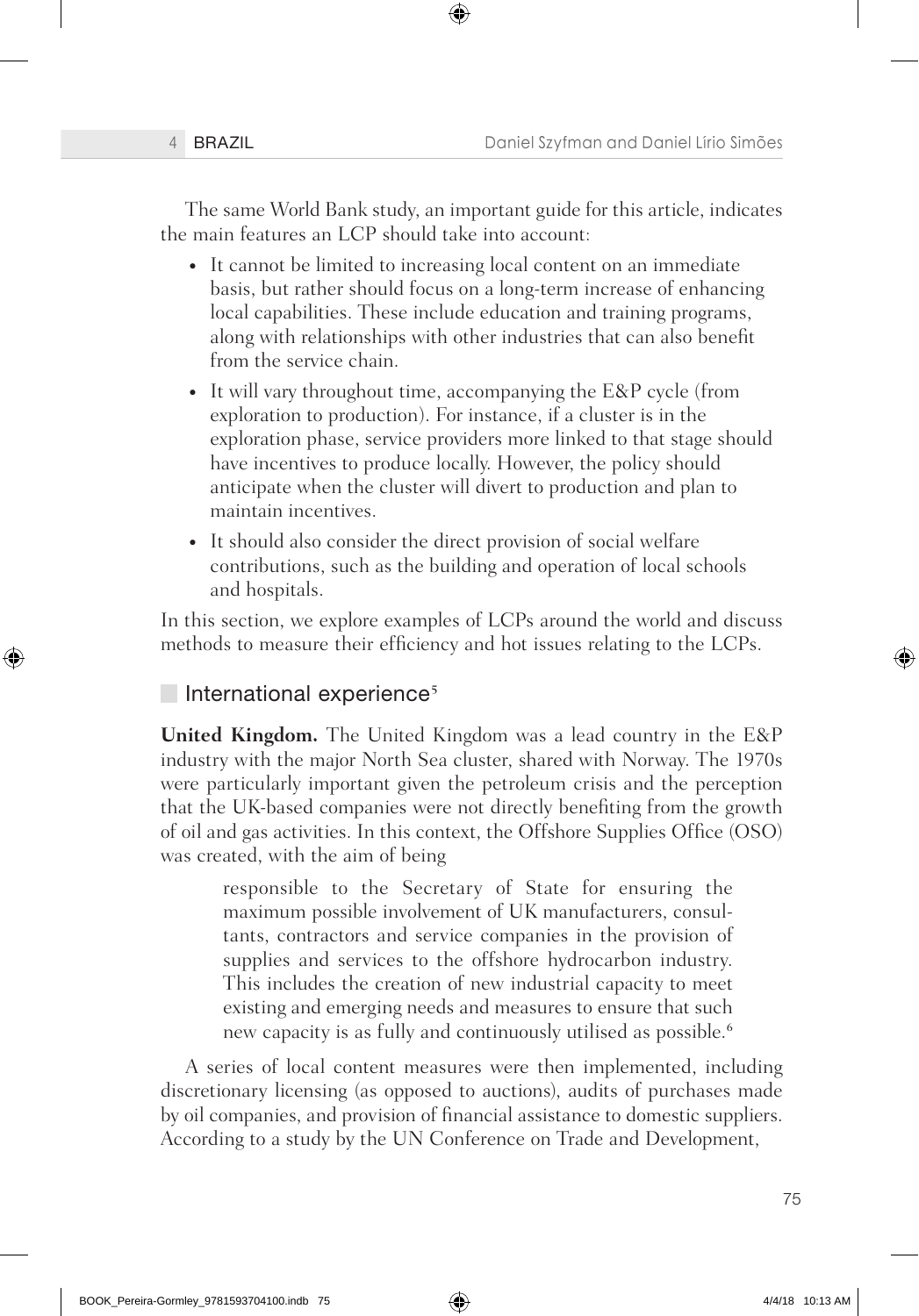The same World Bank study, an important guide for this article, indicates the main features an LCP should take into account:

- It cannot be limited to increasing local content on an immediate basis, but rather should focus on a long-term increase of enhancing local capabilities. These include education and training programs, along with relationships with other industries that can also benefit from the service chain.
- It will vary throughout time, accompanying the E&P cycle (from exploration to production). For instance, if a cluster is in the exploration phase, service providers more linked to that stage should have incentives to produce locally. However, the policy should anticipate when the cluster will divert to production and plan to maintain incentives.
- It should also consider the direct provision of social welfare contributions, such as the building and operation of local schools and hospitals.

In this section, we explore examples of LCPs around the world and discuss methods to measure their efficiency and hot issues relating to the LCPs.

## International experience[5]

**United Kingdom.** The United Kingdom was a lead country in the E&P industry with the major North Sea cluster, shared with Norway. The 1970s were particularly important given the petroleum crisis and the perception that the UK-based companies were not directly benefiting from the growth of oil and gas activities. In this context, the Offshore Supplies Office (OSO) was created, with the aim of being

> responsible to the Secretary of State for ensuring the maximum possible involvement of UK manufacturers, consultants, contractors and service companies in the provision of supplies and services to the offshore hydrocarbon industry. This includes the creation of new industrial capacity to meet existing and emerging needs and measures to ensure that such new capacity is as fully and continuously utilised as possible.[6]

A series of local content measures were then implemented, including discretionary licensing (as opposed to auctions), audits of purchases made by oil companies, and provision of financial assistance to domestic suppliers. According to a study by the UN Conference on Trade and Development,